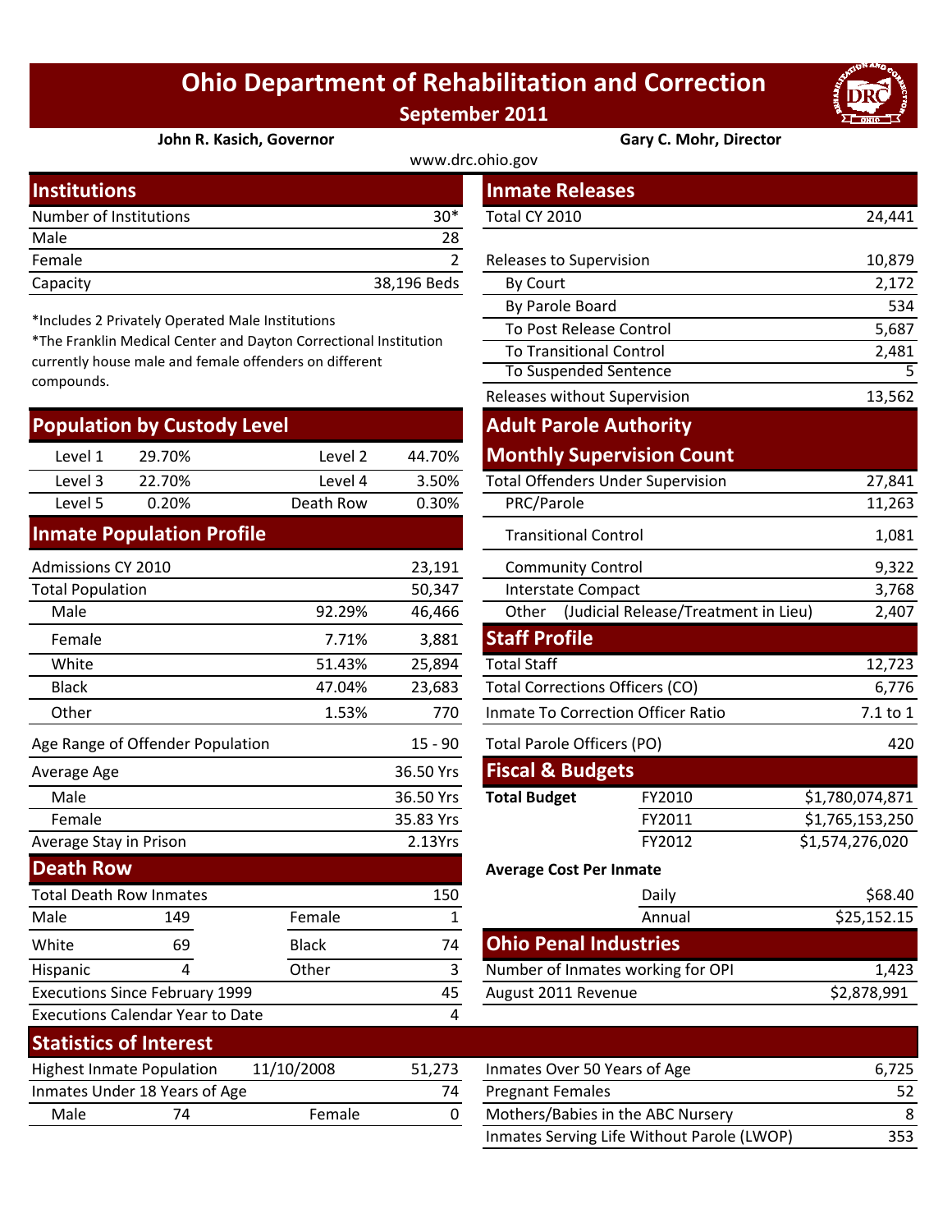# Ohio Department of Rehabilitation and Correction

## September 2011

**John R. Kasich, Governor** | **Gary C. Mohr, Director**

www.drc.ohio.gov

## Institutions

| | |
|---|---|
| Number of Institutions | 30* |
| Male | 28 |
| Female | 2 |
| Capacity | 38,196 Beds |

*Includes 2 Privately Operated Male Institutions

*The Franklin Medical Center and Dayton Correctional Institution currently house male and female offenders on different compounds.

## Population by Custody Level

| | | | |
|---|---|---|---|
| Level 1 | 29.70% | Level 2 | 44.70% |
| Level 3 | 22.70% | Level 4 | 3.50% |
| Level 5 | 0.20% | Death Row | 0.30% |

## Inmate Population Profile

| | | |
|---|---|---|
| Admissions CY 2010 | | 23,191 |
| Total Population | | 50,347 |
| Male | 92.29% | 46,466 |
| Female | 7.71% | 3,881 |
| White | 51.43% | 25,894 |
| Black | 47.04% | 23,683 |
| Other | 1.53% | 770 |
| Age Range of Offender Population | | 15 - 90 |
| Average Age | | 36.50 Yrs |
| Male | | 36.50 Yrs |
| Female | | 35.83 Yrs |
| Average Stay in Prison | | 2.13Yrs |

## Death Row

| | | | |
|---|---|---|---|
| Total Death Row Inmates | | | 150 |
| Male | 149 | Female | 1 |
| White | 69 | Black | 74 |
| Hispanic | 4 | Other | 3 |
| Executions Since February 1999 | | | 45 |
| Executions Calendar Year to Date | | | 4 |

## Inmate Releases

| | |
|---|---|
| Total CY 2010 | 24,441 |
| Releases to Supervision | 10,879 |
| By Court | 2,172 |
| By Parole Board | 534 |
| To Post Release Control | 5,687 |
| To Transitional Control | 2,481 |
| To Suspended Sentence | 5 |
| Releases without Supervision | 13,562 |

## Adult Parole Authority Monthly Supervision Count

| | |
|---|---|
| Total Offenders Under Supervision | 27,841 |
| PRC/Parole | 11,263 |
| Transitional Control | 1,081 |
| Community Control | 9,322 |
| Interstate Compact | 3,768 |
| Other (Judicial Release/Treatment in Lieu) | 2,407 |

## Staff Profile

| | |
|---|---|
| Total Staff | 12,723 |
| Total Corrections Officers (CO) | 6,776 |
| Inmate To Correction Officer Ratio | 7.1 to 1 |
| Total Parole Officers (PO) | 420 |

## Fiscal & Budgets

| | | |
|---|---|---|
| **Total Budget** | FY2010 | $1,780,074,871 |
| | FY2011 | $1,765,153,250 |
| | FY2012 | $1,574,276,020 |

**Average Cost Per Inmate**

| | |
|---|---|
| Daily | $68.40 |
| Annual | $25,152.15 |

## Ohio Penal Industries

| | |
|---|---|
| Number of Inmates working for OPI | 1,423 |
| August 2011 Revenue | $2,878,991 |

## Statistics of Interest

| | | | |
|---|---|---|---|
| Highest Inmate Population | 11/10/2008 | | 51,273 |
| Inmates Under 18 Years of Age | | | 74 |
| Male | 74 | Female | 0 |

| | |
|---|---|
| Inmates Over 50 Years of Age | 6,725 |
| Pregnant Females | 52 |
| Mothers/Babies in the ABC Nursery | 8 |
| Inmates Serving Life Without Parole (LWOP) | 353 |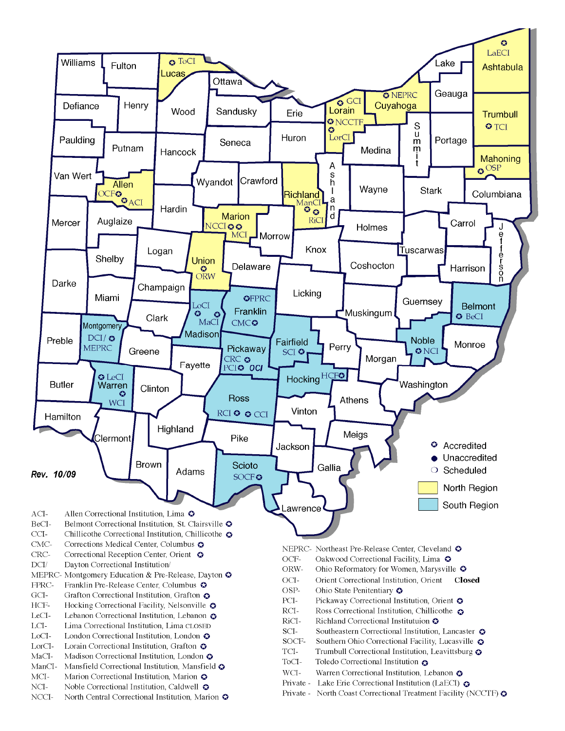Rev. 10/09

Accredited
Unaccredited
Scheduled
North Region
South Region

ACI- Allen Correctional Institution, Lima
BeCI- Belmont Correctional Institution, St. Clairsville
CCI- Chillicothe Correctional Institution, Chillicothe
CMC- Corrections Medical Center, Columbus
CRC- Correctional Reception Center, Orient
DCI/ Dayton Correctional Institution/
MEPRC- Montgomery Education & Pre-Release, Dayton
FPRC- Franklin Pre-Release Center, Columbus
GCI- Grafton Correctional Institution, Grafton
HCF- Hocking Correctional Facility, Nelsonville
LeCI- Lebanon Correctional Institution, Lebanon
LCI- Lima Correctional Institution, Lima CLOSED
LoCI- London Correctional Institution, London
LorCI- Lorain Correctional Institution, Grafton
MaCI- Madison Correctional Institution, London
ManCI- Mansfield Correctional Institution, Mansfield
MCI- Marion Correctional Institution, Marion
NCI- Noble Correctional Institution, Caldwell
NCCI- North Central Correctional Institution, Marion

NEPRC- Northeast Pre-Release Center, Cleveland
OCF- Oakwood Correctional Facility, Lima
ORW- Ohio Reformatory for Women, Marysville
OCI- Orient Correctional Institution, Orient **Closed**
OSP- Ohio State Penitentiary
PCI- Pickaway Correctional Institution, Orient
RCI- Ross Correctional Institution, Chillicothe
RiCI- Richland Correctional Instituttuion
SCI- Southeastern Correctional Institution, Lancaster
SOCF- Southern Ohio Correctional Facility, Lucasville
TCI- Trumbull Correctional Institution, Leavittsburg
ToCI- Toledo Correctional Institution
WCI- Warren Correctional Institution, Lebanon
Private - Lake Erie Correctional Institution (LaECI)
Private - North Coast Correctional Treatment Facility (NCCTF)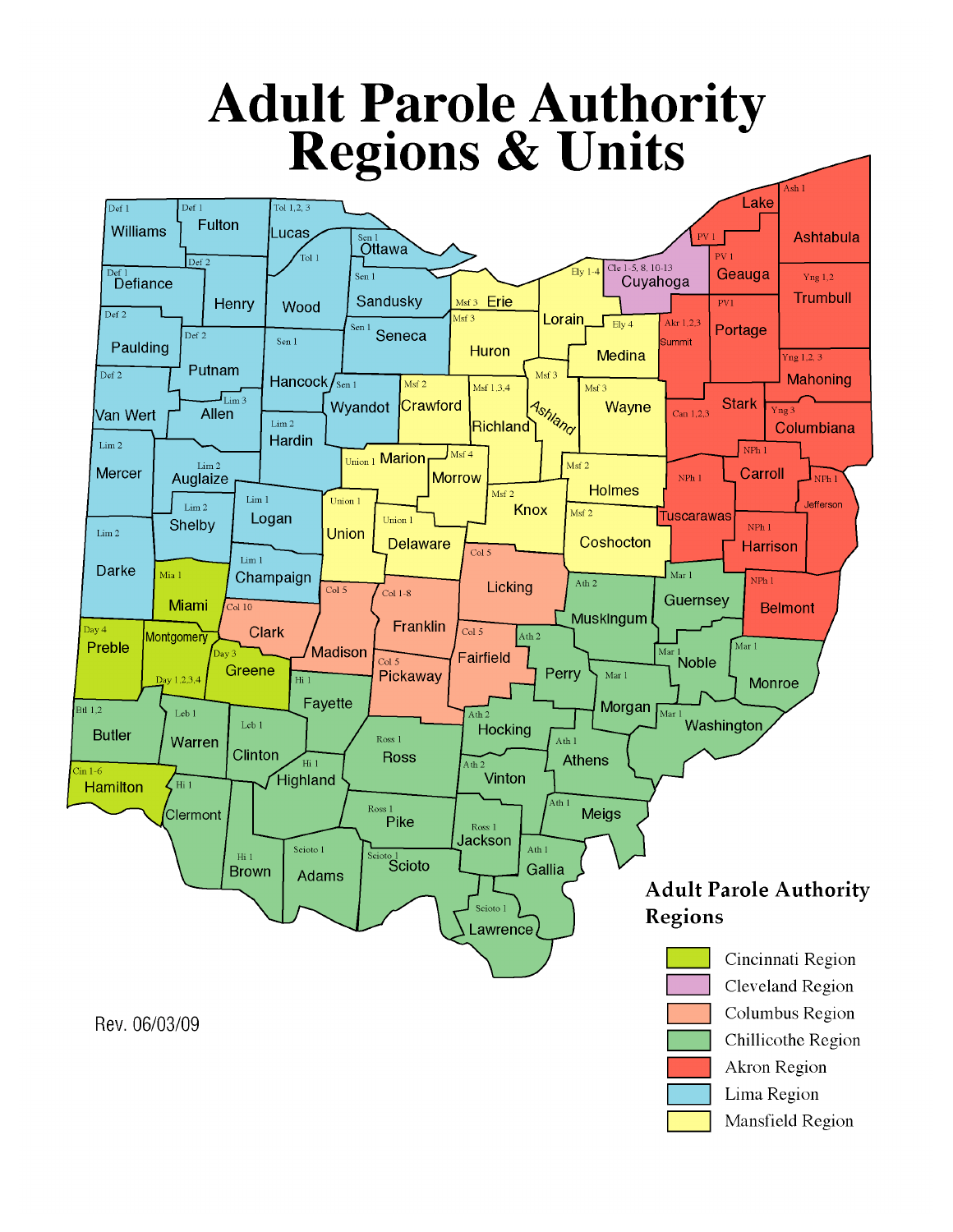# Adult Parole Authority Regions & Units

Def 1
Williams

Def 1
Fulton

Tol 1, 2, 3
Lucas

Sen 1
Ottawa

Tol 1

Def 1
Defiance

Def 2
Henry

Wood

Sen 1
Sandusky

Msf 3
Erie

Ely 1-4
Lorain

Cle 1-5, 8, 10-13
Cuyahoga

Lake

Ash 1
Ashtabula

PV 1

PV 1
Geauga

Yng 1,2
Trumbull

Def 2
Paulding

Def 2
Putnam

Sen 1

Sen 1
Seneca

Msf 3
Huron

Ely 4
Medina

Akr 1,2,3
Summit

PV1
Portage

Yng 1, 2, 3
Mahoning

Def 2
Van Wert

Lim 3
Allen

Hancock

Sen 1
Wyandot

Msf 2
Crawford

Msf 1,3,4
Richland

Msf 3
Ashland

Msf 3
Wayne

Can 1,2,3
Stark

Yng 3
Columbiana

Lim 2
Mercer

Lim 2
Auglaize

Lim 2
Hardin

Union 1
Marion

Msf 4
Morrow

Msf 2
Holmes

NPh 1
Carroll

NPh 1
Tuscarawas

NPh 1
Jefferson

Lim 2
Shelby

Lim 1
Logan

Union 1
Union

Union 1
Delaware

Msf 2
Knox

Msf 2
Coshocton

NPh 1
Harrison

Lim 2
Darke

Mia 1
Miami

Lim 1
Champaign

Col 5
Licking

Mar 1
Guernsey

Col 10
Clark

Col 5
Madison

Col 1-8
Franklin

Ath 2
Muskingum

NPh 1
Belmont

Day 4
Preble

Montgomery

Day 1,2,3,4

Day 3
Greene

Col 5
Pickaway

Col 5
Fairfield

Ath 2
Perry

Mar 1
Noble

Mar 1
Monroe

Hi 1
Fayette

Mar 1
Morgan

Btl 1,2
Butler

Leb 1
Warren

Leb 1
Clinton

Ross 1
Ross

Ath 2
Hocking

Mar 1
Washington

Ath 1
Athens

Cin 1-6
Hamilton

Hi 1
Clermont

Hi 1
Highland

Ath 2
Vinton

Ross 1
Pike

Ath 1
Meigs

Ross 1
Jackson

Hi 1
Brown

Scioto 1
Adams

Scioto 1
Scioto

Ath 1
Gallia

Scioto 1
Lawrence

**Adult Parole Authority Regions**

- Cincinnati Region
- Cleveland Region
- Columbus Region
- Chillicothe Region
- Akron Region
- Lima Region
- Mansfield Region

Rev. 06/03/09